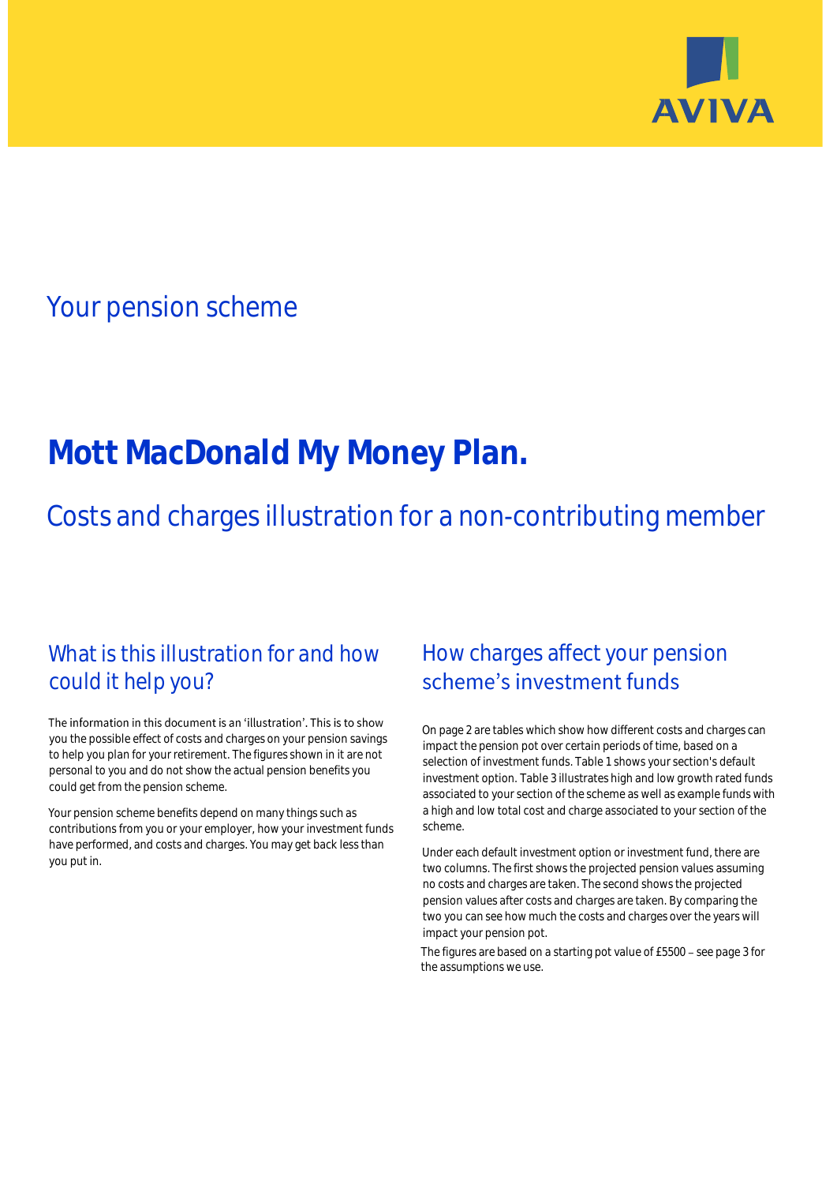Your pension scheme

# Mott MacDonald My Money Plan.

## Costs and charges illustration for a non-contributing member

## What is this illustration for and how could it help you?

The information in this document is an 'illustration'. This is to show you the possible effect of costs and charges on your pension savings to help you plan for your retirement. The figures shown in it are not personal to you and do not show the actual pension benefits you could get from the pension scheme.

Your pension scheme benefits depend on many things such as contributions from you or your employer, how your investment funds have performed, and costs and charges. You may get back less than you put in.

## How charges affect your pension scheme's investment funds

On page 2 are tables which show how different costs and charges can impact the pension pot over certain periods of time, based on a selection of investment funds. Table 1 shows your section's default investment option. Table 3 illustrates high and low growth rated funds associated to your section of the scheme as well as example funds with a high and low total cost and charge associated to your section of the scheme.

Under each default investment option or investment fund, there are two columns. The first shows the projected pension values assuming no costs and charges are taken. The second shows the projected pension values after costs and charges are taken. By comparing the two you can see how much the costs and charges over the years will impact your pension pot.

The figures are based on a starting pot value of £5500 – see page 3 for the assumptions we use.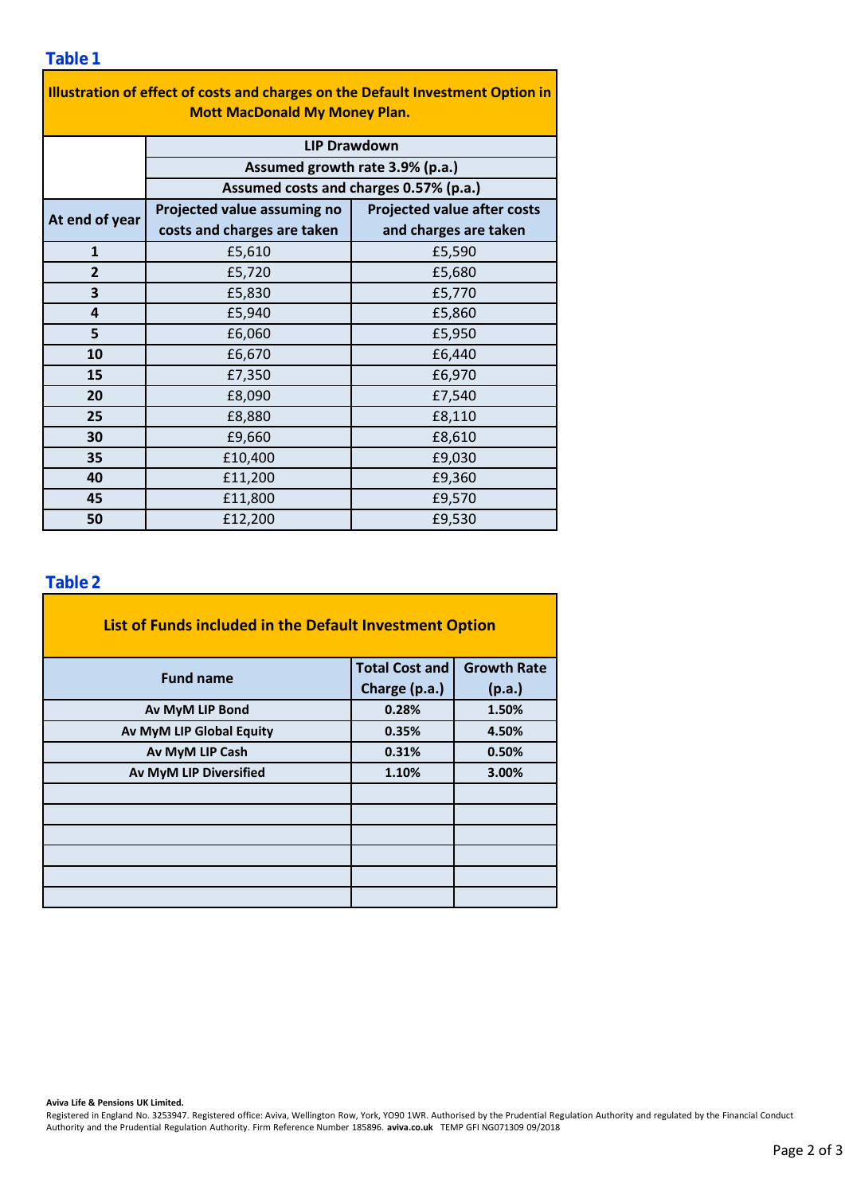## Table 1

| Illustration of effect of costs and charges on the Default Investment Option in Mott MacDonald My Money Plan. | | |
|---|---|---|
| | LIP Drawdown | |
| | Assumed growth rate 3.9% (p.a.) | |
| | Assumed costs and charges 0.57% (p.a.) | |
| **At end of year** | **Projected value assuming no costs and charges are taken** | **Projected value after costs and charges are taken** |
| 1 | £5,610 | £5,590 |
| 2 | £5,720 | £5,680 |
| 3 | £5,830 | £5,770 |
| 4 | £5,940 | £5,860 |
| 5 | £6,060 | £5,950 |
| 10 | £6,670 | £6,440 |
| 15 | £7,350 | £6,970 |
| 20 | £8,090 | £7,540 |
| 25 | £8,880 | £8,110 |
| 30 | £9,660 | £8,610 |
| 35 | £10,400 | £9,030 |
| 40 | £11,200 | £9,360 |
| 45 | £11,800 | £9,570 |
| 50 | £12,200 | £9,530 |

## Table 2

**List of Funds included in the Default Investment Option**

| Fund name | Total Cost and Charge (p.a.) | Growth Rate (p.a.) |
|---|---|---|
| Av MyM LIP Bond | 0.28% | 1.50% |
| Av MyM LIP Global Equity | 0.35% | 4.50% |
| Av MyM LIP Cash | 0.31% | 0.50% |
| Av MyM LIP Diversified | 1.10% | 3.00% |
| | | |
| | | |
| | | |
| | | |
| | | |
| | | |

**Aviva Life & Pensions UK Limited.**
Registered in England No. 3253947. Registered office: Aviva, Wellington Row, York, YO90 1WR. Authorised by the Prudential Regulation Authority and regulated by the Financial Conduct Authority and the Prudential Regulation Authority. Firm Reference Number 185896. **aviva.co.uk** TEMP GFI NG071309 09/2018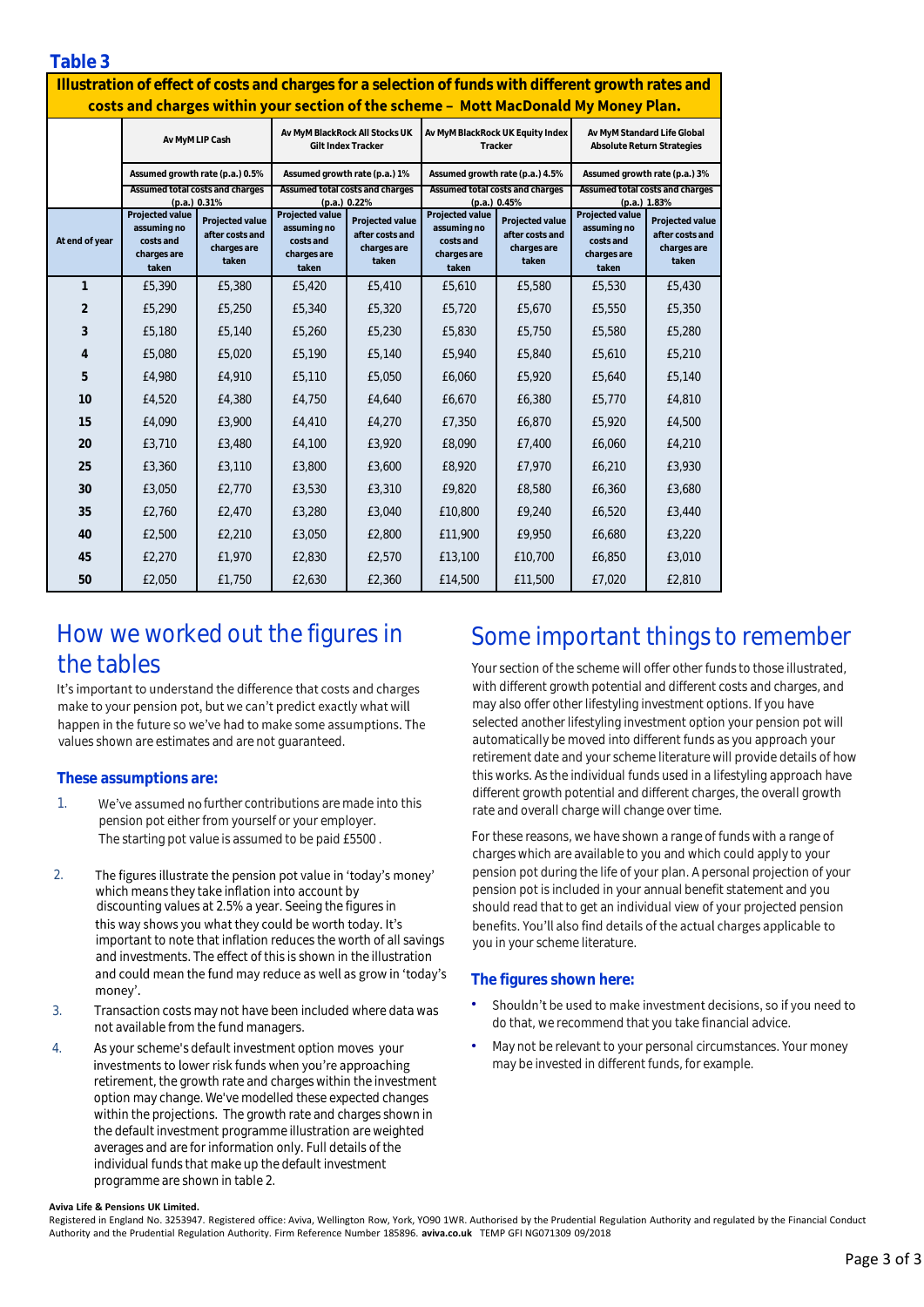## Table 3

| Illustration of effect of costs and charges for a selection of funds with different growth rates and costs and charges within your section of the scheme – Mott MacDonald My Money Plan. | | | | | | | | |
|---|---|---|---|---|---|---|---|---|
| | Av MyM LIP Cash | | Av MyM BlackRock All Stocks UK Gilt Index Tracker | | Av MyM BlackRock UK Equity Index Tracker | | Av MyM Standard Life Global Absolute Return Strategies | |
| | Assumed growth rate (p.a.) 0.5% | | Assumed growth rate (p.a.) 1% | | Assumed growth rate (p.a.) 4.5% | | Assumed growth rate (p.a.) 3% | |
| | Assumed total costs and charges (p.a.) 0.31% | | Assumed total costs and charges (p.a.) 0.22% | | Assumed total costs and charges (p.a.) 0.45% | | Assumed total costs and charges (p.a.) 1.83% | |
| At end of year | Projected value assuming no costs and charges are taken | Projected value after costs and charges are taken | Projected value assuming no costs and charges are taken | Projected value after costs and charges are taken | Projected value assuming no costs and charges are taken | Projected value after costs and charges are taken | Projected value assuming no costs and charges are taken | Projected value after costs and charges are taken |
| 1 | £5,390 | £5,380 | £5,420 | £5,410 | £5,610 | £5,580 | £5,530 | £5,430 |
| 2 | £5,290 | £5,250 | £5,340 | £5,320 | £5,720 | £5,670 | £5,550 | £5,350 |
| 3 | £5,180 | £5,140 | £5,260 | £5,230 | £5,830 | £5,750 | £5,580 | £5,280 |
| 4 | £5,080 | £5,020 | £5,190 | £5,140 | £5,940 | £5,840 | £5,610 | £5,210 |
| 5 | £4,980 | £4,910 | £5,110 | £5,050 | £6,060 | £5,920 | £5,640 | £5,140 |
| 10 | £4,520 | £4,380 | £4,750 | £4,640 | £6,670 | £6,380 | £5,770 | £4,810 |
| 15 | £4,090 | £3,900 | £4,410 | £4,270 | £7,350 | £6,870 | £5,920 | £4,500 |
| 20 | £3,710 | £3,480 | £4,100 | £3,920 | £8,090 | £7,400 | £6,060 | £4,210 |
| 25 | £3,360 | £3,110 | £3,800 | £3,600 | £8,920 | £7,970 | £6,210 | £3,930 |
| 30 | £3,050 | £2,770 | £3,530 | £3,310 | £9,820 | £8,580 | £6,360 | £3,680 |
| 35 | £2,760 | £2,470 | £3,280 | £3,040 | £10,800 | £9,240 | £6,520 | £3,440 |
| 40 | £2,500 | £2,210 | £3,050 | £2,800 | £11,900 | £9,950 | £6,680 | £3,220 |
| 45 | £2,270 | £1,970 | £2,830 | £2,570 | £13,100 | £10,700 | £6,850 | £3,010 |
| 50 | £2,050 | £1,750 | £2,630 | £2,360 | £14,500 | £11,500 | £7,020 | £2,810 |

# How we worked out the figures in the tables

It's important to understand the difference that costs and charges make to your pension pot, but we can't predict exactly what will happen in the future so we've had to make some assumptions. The values shown are estimates and are not guaranteed.

### These assumptions are:

1. We've assumed no further contributions are made into this pension pot either from yourself or your employer. The starting pot value is assumed to be paid £5500 .
2. The figures illustrate the pension pot value in 'today's money' which means they take inflation into account by discounting values at 2.5% a year. Seeing the figures in this way shows you what they could be worth today. It's important to note that inflation reduces the worth of all savings and investments. The effect of this is shown in the illustration and could mean the fund may reduce as well as grow in 'today's money'.
3. Transaction costs may not have been included where data was not available from the fund managers.
4. As your scheme's default investment option moves your investments to lower risk funds when you're approaching retirement, the growth rate and charges within the investment option may change. We've modelled these expected changes within the projections. The growth rate and charges shown in the default investment programme illustration are weighted averages and are for information only. Full details of the individual funds that make up the default investment programme are shown in table 2.

# Some important things to remember

Your section of the scheme will offer other funds to those illustrated, with different growth potential and different costs and charges, and may also offer other lifestyling investment options. If you have selected another lifestyling investment option your pension pot will automatically be moved into different funds as you approach your retirement date and your scheme literature will provide details of how this works. As the individual funds used in a lifestyling approach have different growth potential and different charges, the overall growth rate and overall charge will change over time.

For these reasons, we have shown a range of funds with a range of charges which are available to you and which could apply to your pension pot during the life of your plan. A personal projection of your pension pot is included in your annual benefit statement and you should read that to get an individual view of your projected pension benefits. You'll also find details of the actual charges applicable to you in your scheme literature.

### The figures shown here:

- Shouldn't be used to make investment decisions, so if you need to do that, we recommend that you take financial advice.
- May not be relevant to your personal circumstances. Your money may be invested in different funds, for example.

**Aviva Life & Pensions UK Limited.**
Registered in England No. 3253947. Registered office: Aviva, Wellington Row, York, YO90 1WR. Authorised by the Prudential Regulation Authority and regulated by the Financial Conduct Authority and the Prudential Regulation Authority. Firm Reference Number 185896. **aviva.co.uk** TEMP GFI NG071309 09/2018